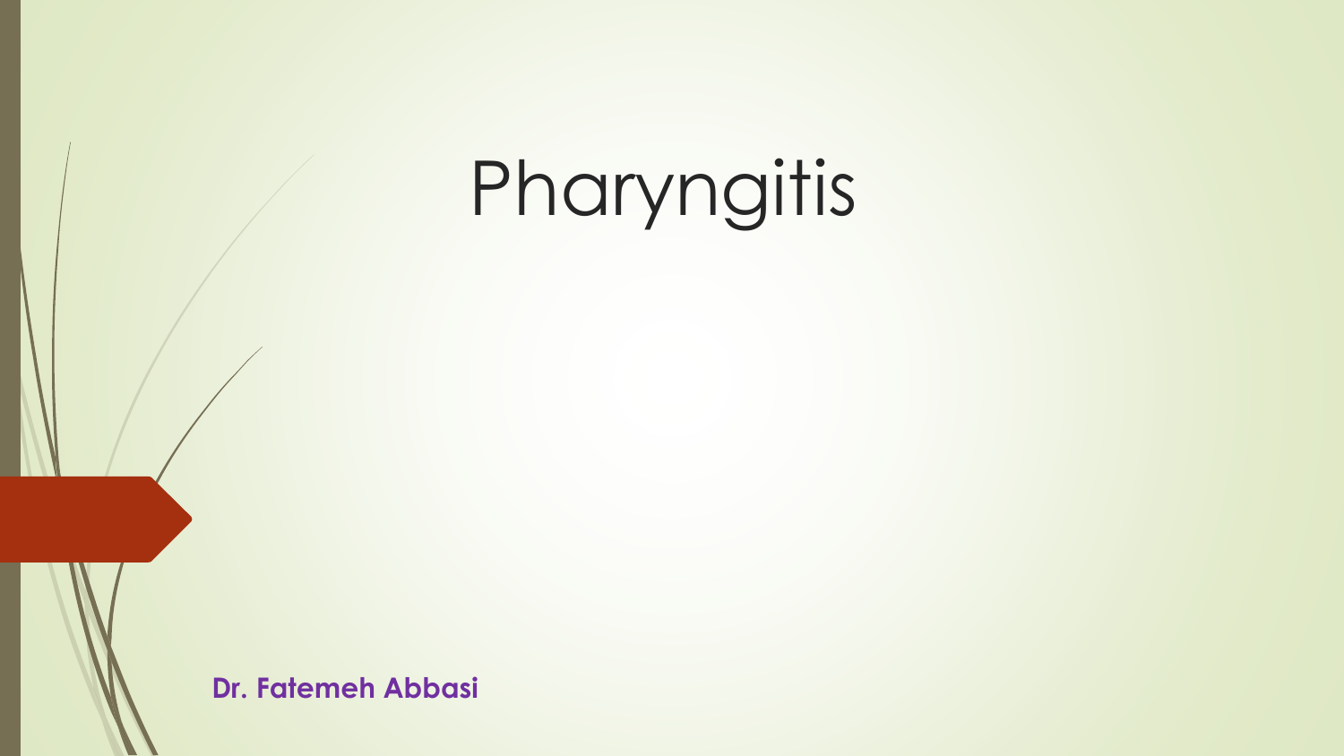# Pharyngitis

**Dr. Fatemeh Abbasi**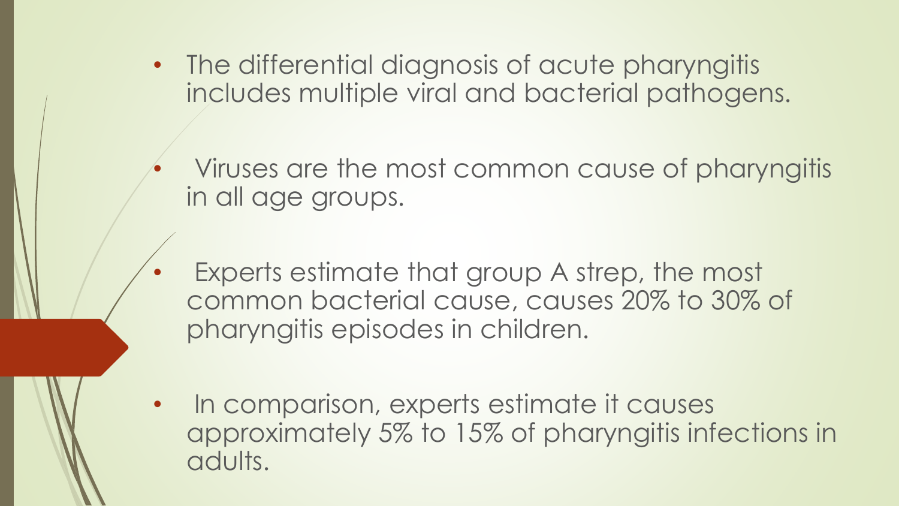- The differential diagnosis of acute pharyngitis includes multiple viral and bacterial pathogens.
- Viruses are the most common cause of pharyngitis in all age groups.
- Experts estimate that group A strep, the most common bacterial cause, causes 20% to 30% of pharyngitis episodes in children.
- In comparison, experts estimate it causes approximately 5% to 15% of pharyngitis infections in adults.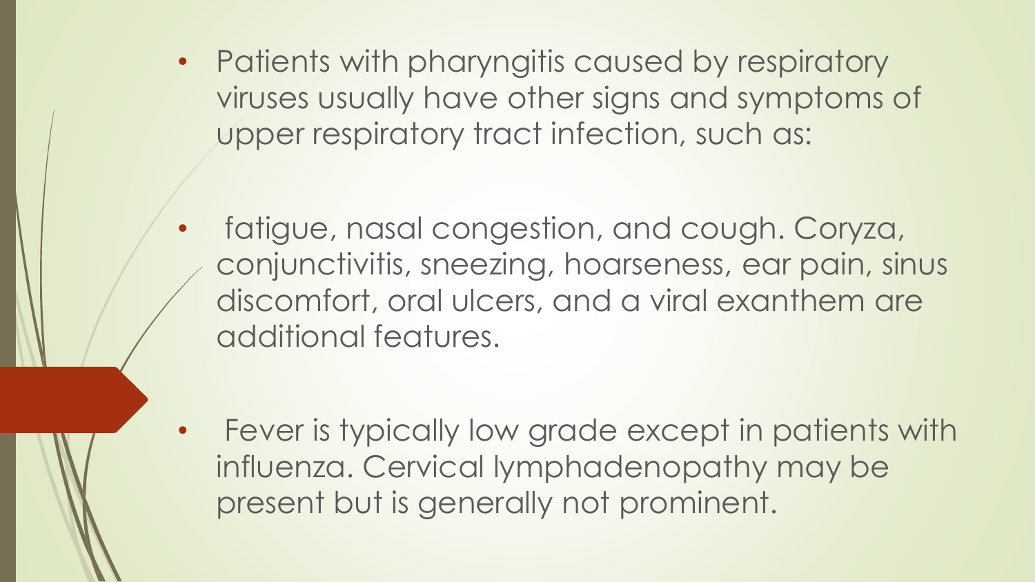- Patients with pharyngitis caused by respiratory viruses usually have other signs and symptoms of upper respiratory tract infection, such as:

- fatigue, nasal congestion, and cough. Coryza, conjunctivitis, sneezing, hoarseness, ear pain, sinus discomfort, oral ulcers, and a viral exanthem are additional features.

- Fever is typically low grade except in patients with influenza. Cervical lymphadenopathy may be present but is generally not prominent.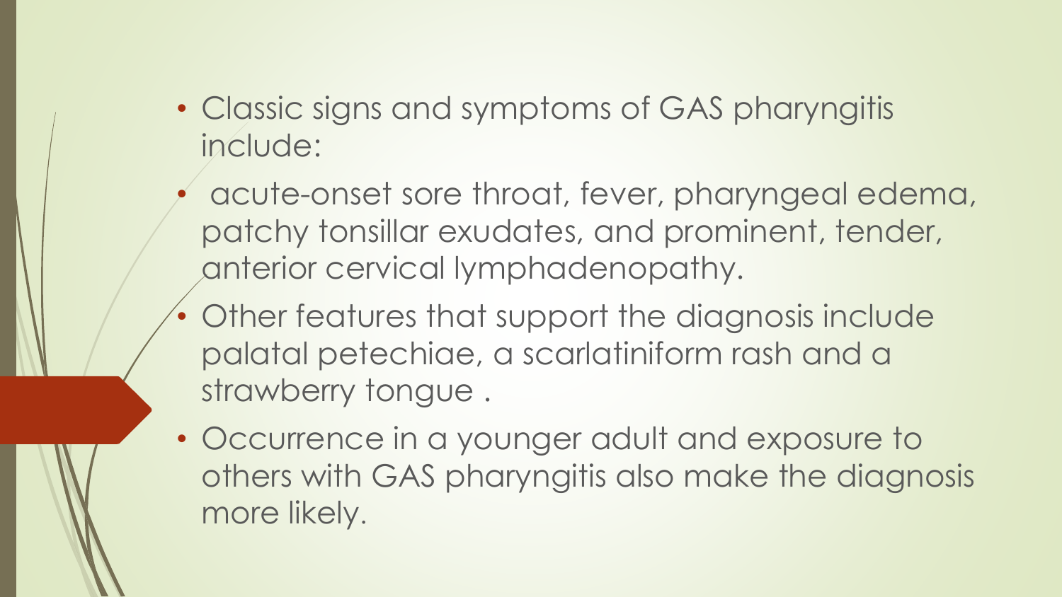- Classic signs and symptoms of GAS pharyngitis include:
- acute-onset sore throat, fever, pharyngeal edema, patchy tonsillar exudates, and prominent, tender, anterior cervical lymphadenopathy.
- Other features that support the diagnosis include palatal petechiae, a scarlatiniform rash and a strawberry tongue .
- Occurrence in a younger adult and exposure to others with GAS pharyngitis also make the diagnosis more likely.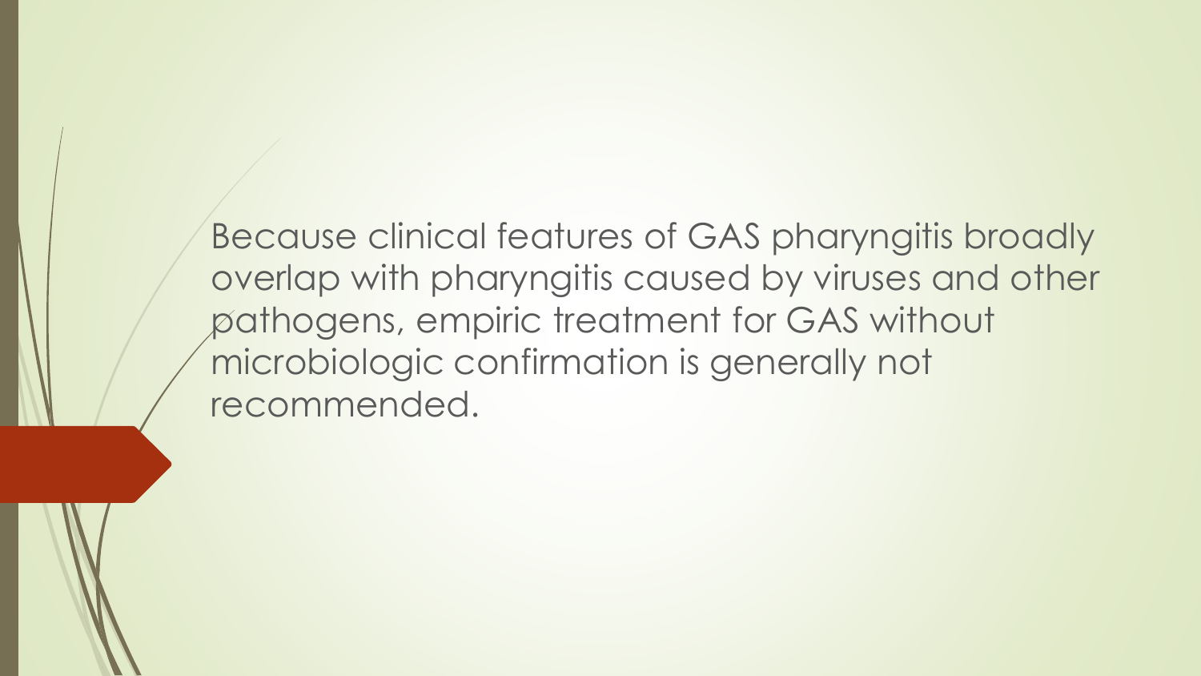Because clinical features of GAS pharyngitis broadly overlap with pharyngitis caused by viruses and other pathogens, empiric treatment for GAS without microbiologic confirmation is generally not recommended.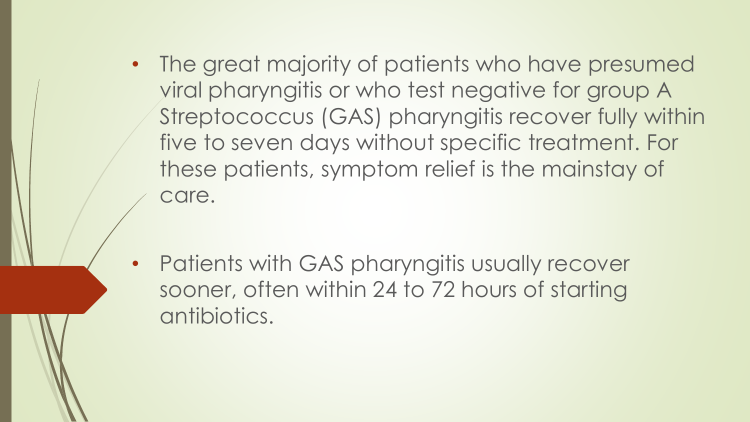- The great majority of patients who have presumed viral pharyngitis or who test negative for group A Streptococcus (GAS) pharyngitis recover fully within five to seven days without specific treatment. For these patients, symptom relief is the mainstay of care.

- Patients with GAS pharyngitis usually recover sooner, often within 24 to 72 hours of starting antibiotics.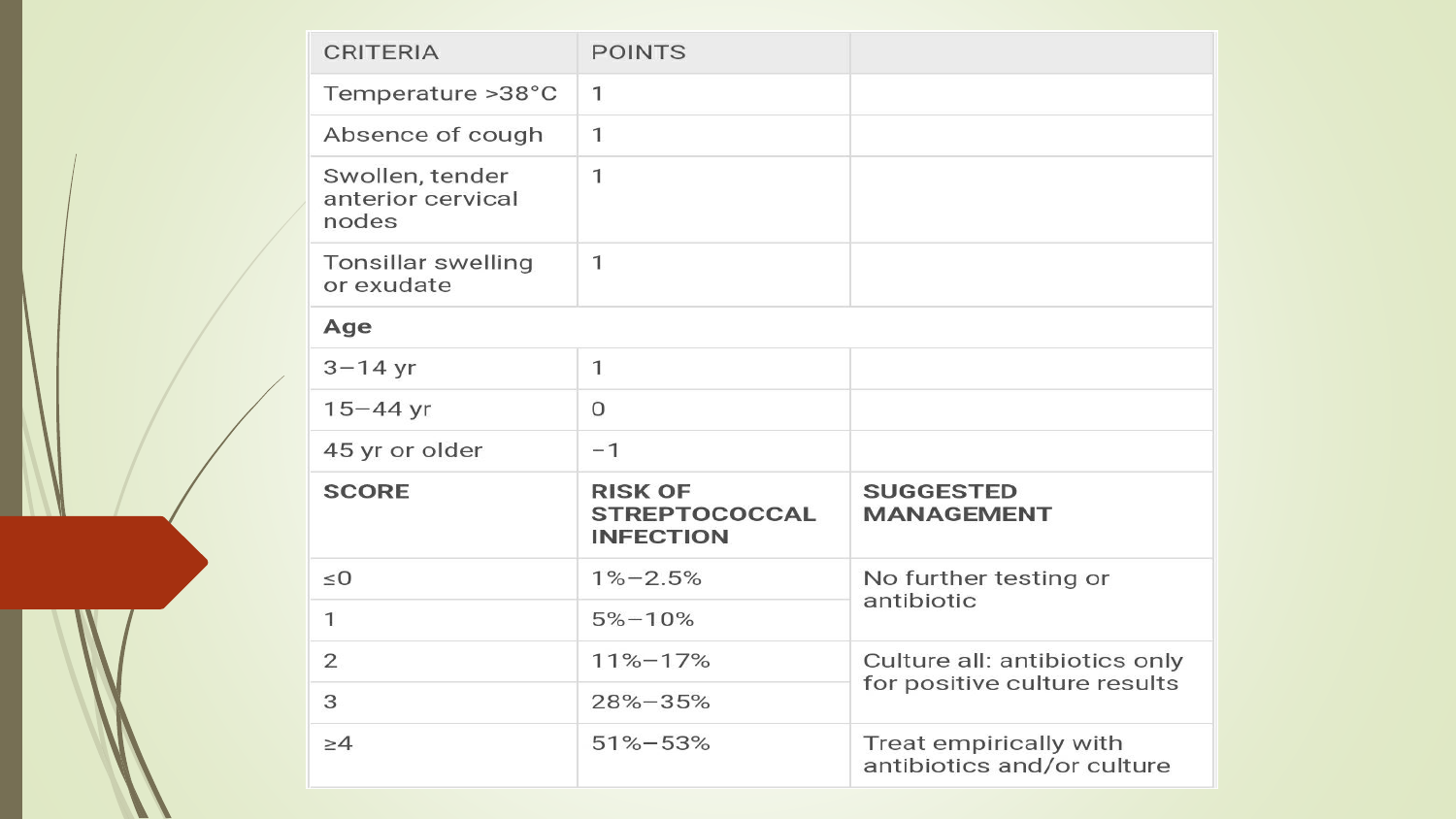| CRITERIA | POINTS | |
|---|---|---|
| Temperature >38°C | 1 | |
| Absence of cough | 1 | |
| Swollen, tender anterior cervical nodes | 1 | |
| Tonsillar swelling or exudate | 1 | |
| **Age** | | |
| 3–14 yr | 1 | |
| 15–44 yr | 0 | |
| 45 yr or older | −1 | |
| **SCORE** | **RISK OF STREPTOCOCCAL INFECTION** | **SUGGESTED MANAGEMENT** |
| ≤0 | 1%–2.5% | No further testing or antibiotic |
| 1 | 5%–10% | |
| 2 | 11%–17% | Culture all: antibiotics only for positive culture results |
| 3 | 28%–35% | |
| ≥4 | 51%–53% | Treat empirically with antibiotics and/or culture |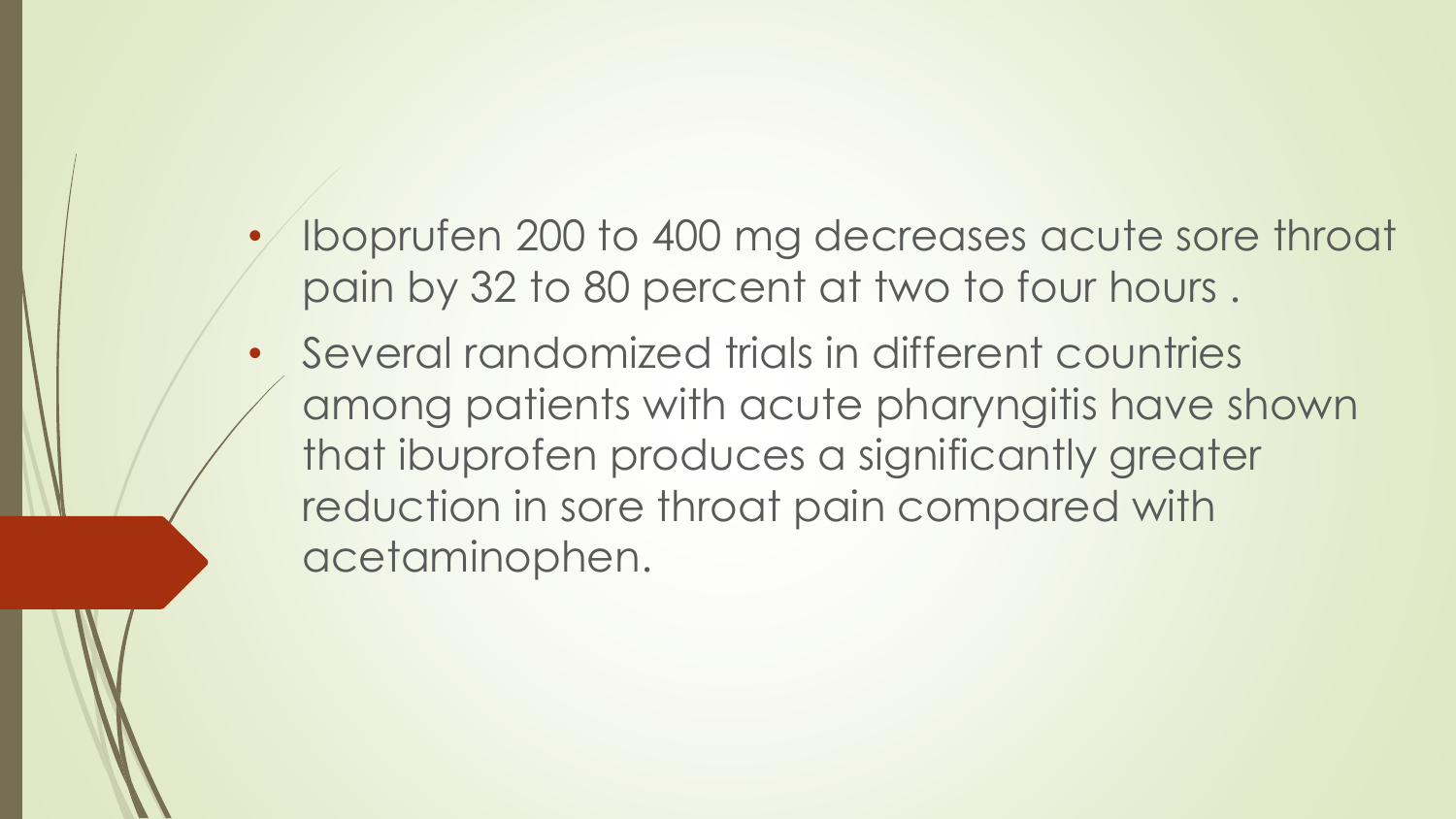- Iboprufen 200 to 400 mg decreases acute sore throat pain by 32 to 80 percent at two to four hours .
- Several randomized trials in different countries among patients with acute pharyngitis have shown that ibuprofen produces a significantly greater reduction in sore throat pain compared with acetaminophen.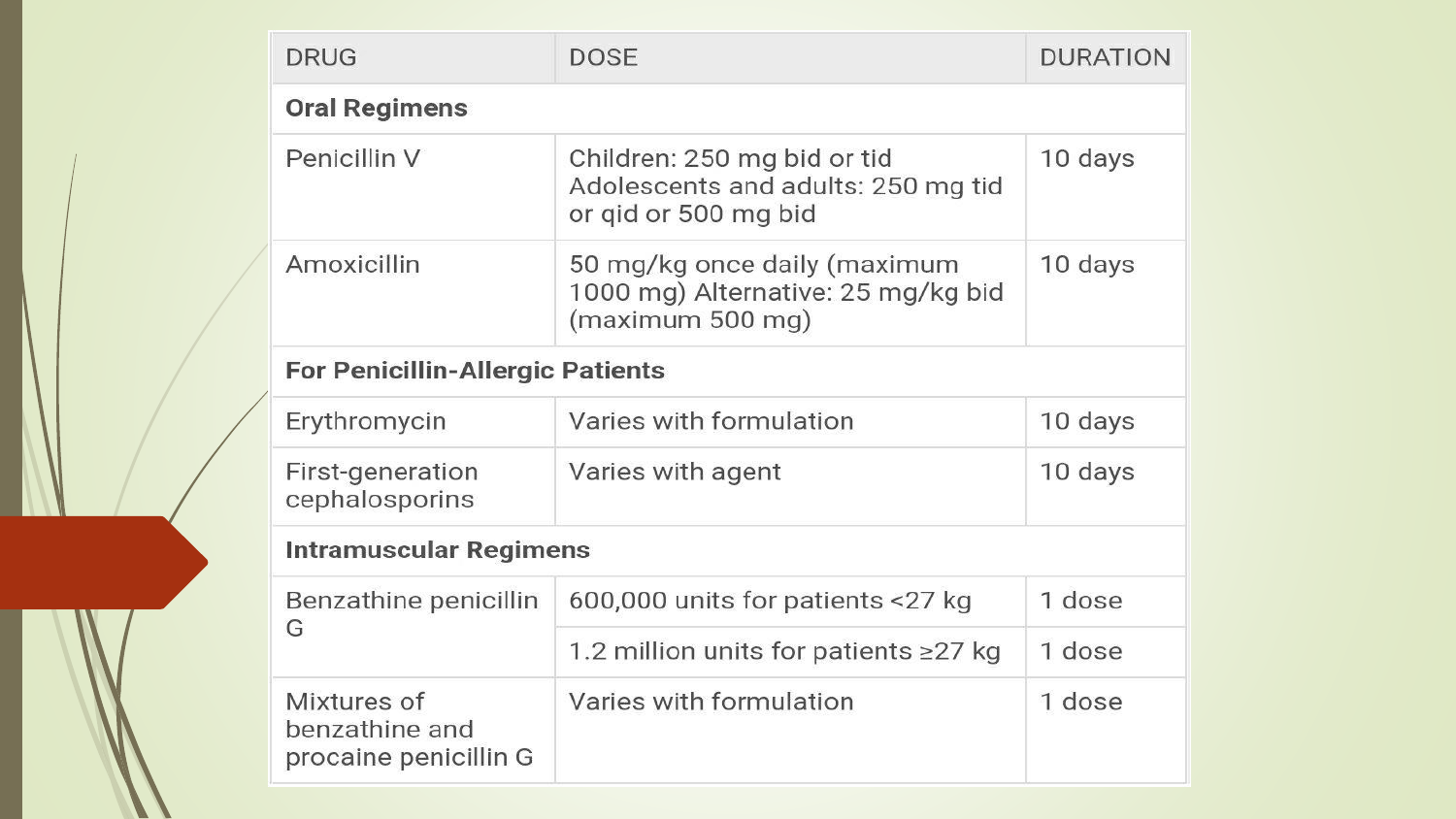| DRUG | DOSE | DURATION |
| --- | --- | --- |
| **Oral Regimens** | | |
| Penicillin V | Children: 250 mg bid or tid<br>Adolescents and adults: 250 mg tid or qid or 500 mg bid | 10 days |
| Amoxicillin | 50 mg/kg once daily (maximum 1000 mg) Alternative: 25 mg/kg bid (maximum 500 mg) | 10 days |
| **For Penicillin-Allergic Patients** | | |
| Erythromycin | Varies with formulation | 10 days |
| First-generation cephalosporins | Varies with agent | 10 days |
| **Intramuscular Regimens** | | |
| Benzathine penicillin G | 600,000 units for patients <27 kg | 1 dose |
| | 1.2 million units for patients ≥27 kg | 1 dose |
| Mixtures of benzathine and procaine penicillin G | Varies with formulation | 1 dose |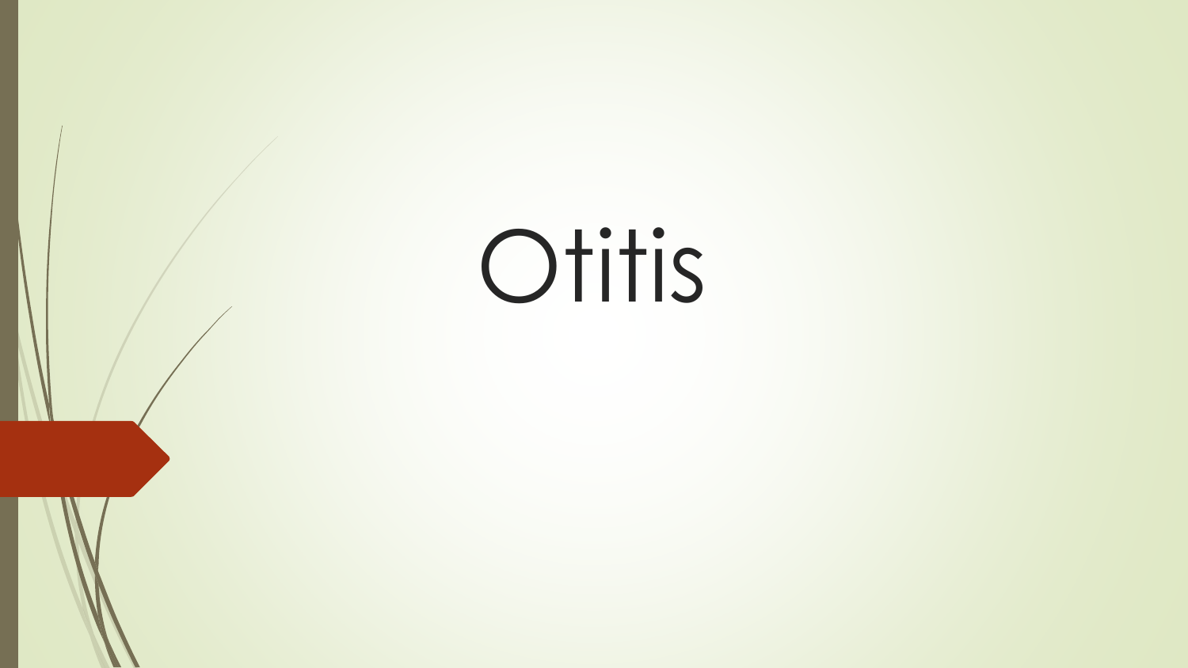# Otitis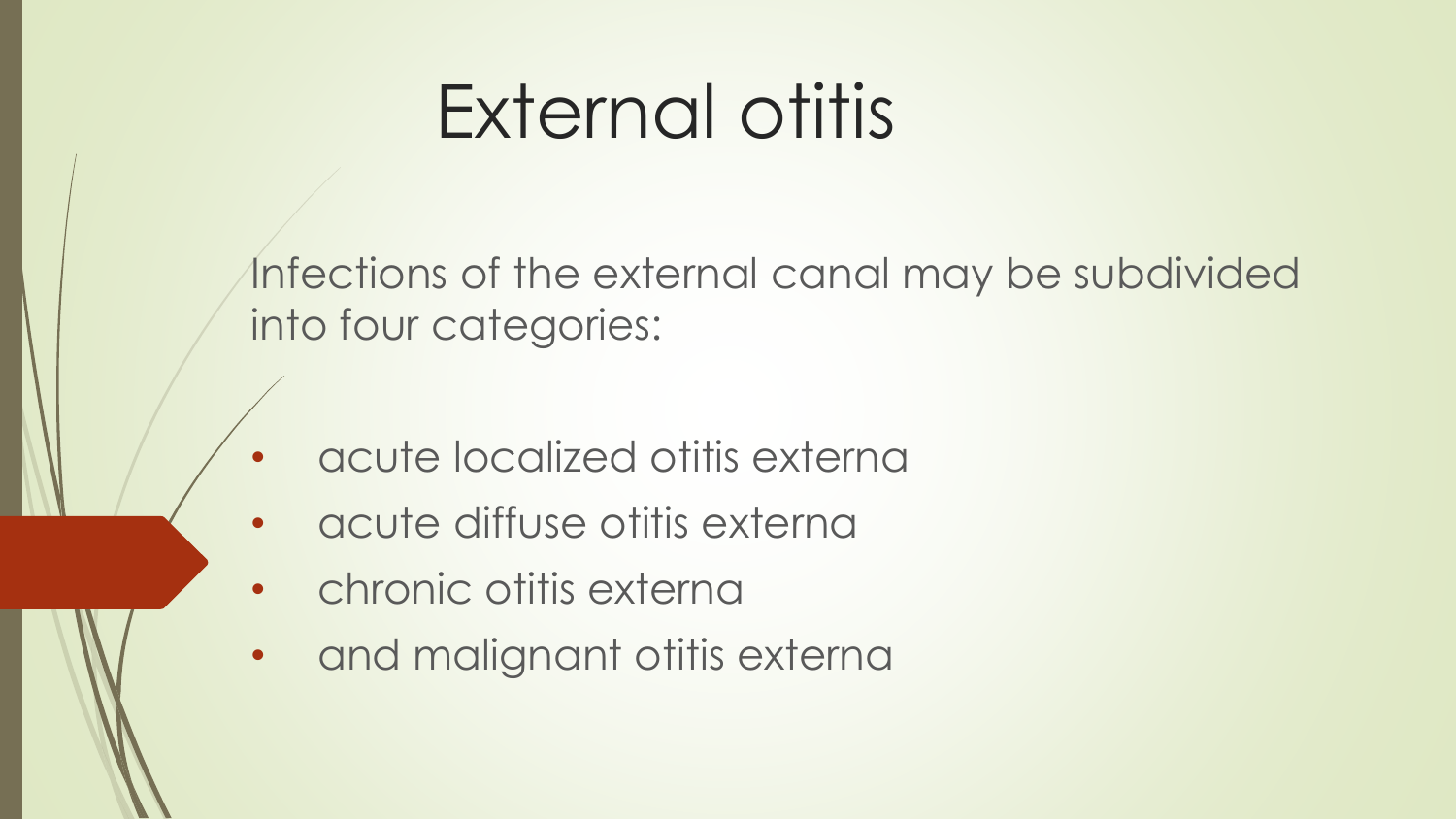# External otitis

Infections of the external canal may be subdivided into four categories:

- acute localized otitis externa
- acute diffuse otitis externa
- chronic otitis externa
- and malignant otitis externa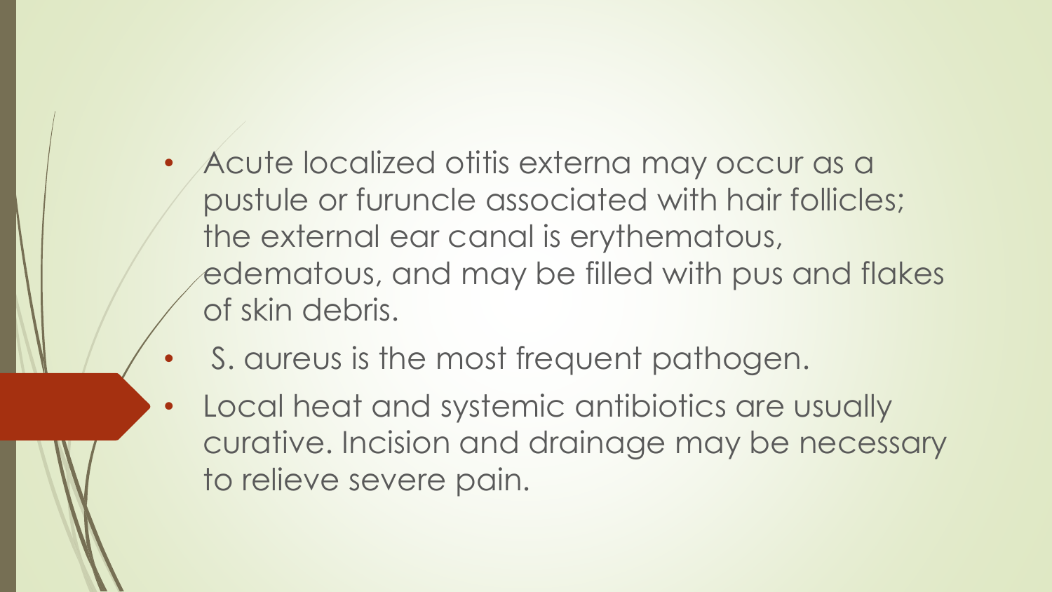- Acute localized otitis externa may occur as a pustule or furuncle associated with hair follicles; the external ear canal is erythematous, edematous, and may be filled with pus and flakes of skin debris.
- S. aureus is the most frequent pathogen.
- Local heat and systemic antibiotics are usually curative. Incision and drainage may be necessary to relieve severe pain.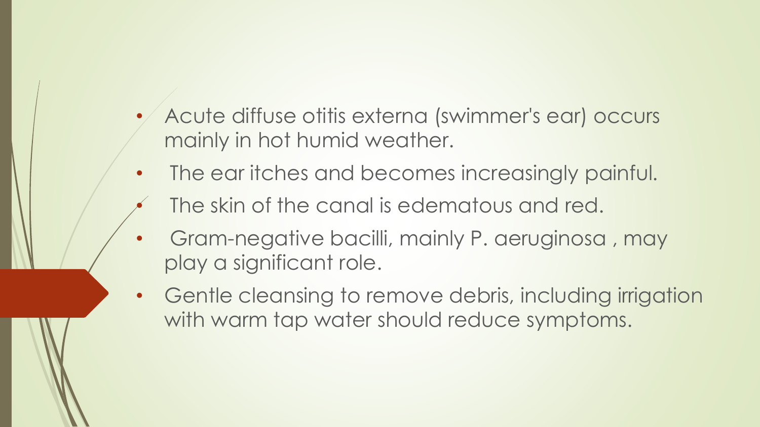- Acute diffuse otitis externa (swimmer's ear) occurs mainly in hot humid weather.
- The ear itches and becomes increasingly painful.
- The skin of the canal is edematous and red.
- Gram-negative bacilli, mainly P. aeruginosa , may play a significant role.
- Gentle cleansing to remove debris, including irrigation with warm tap water should reduce symptoms.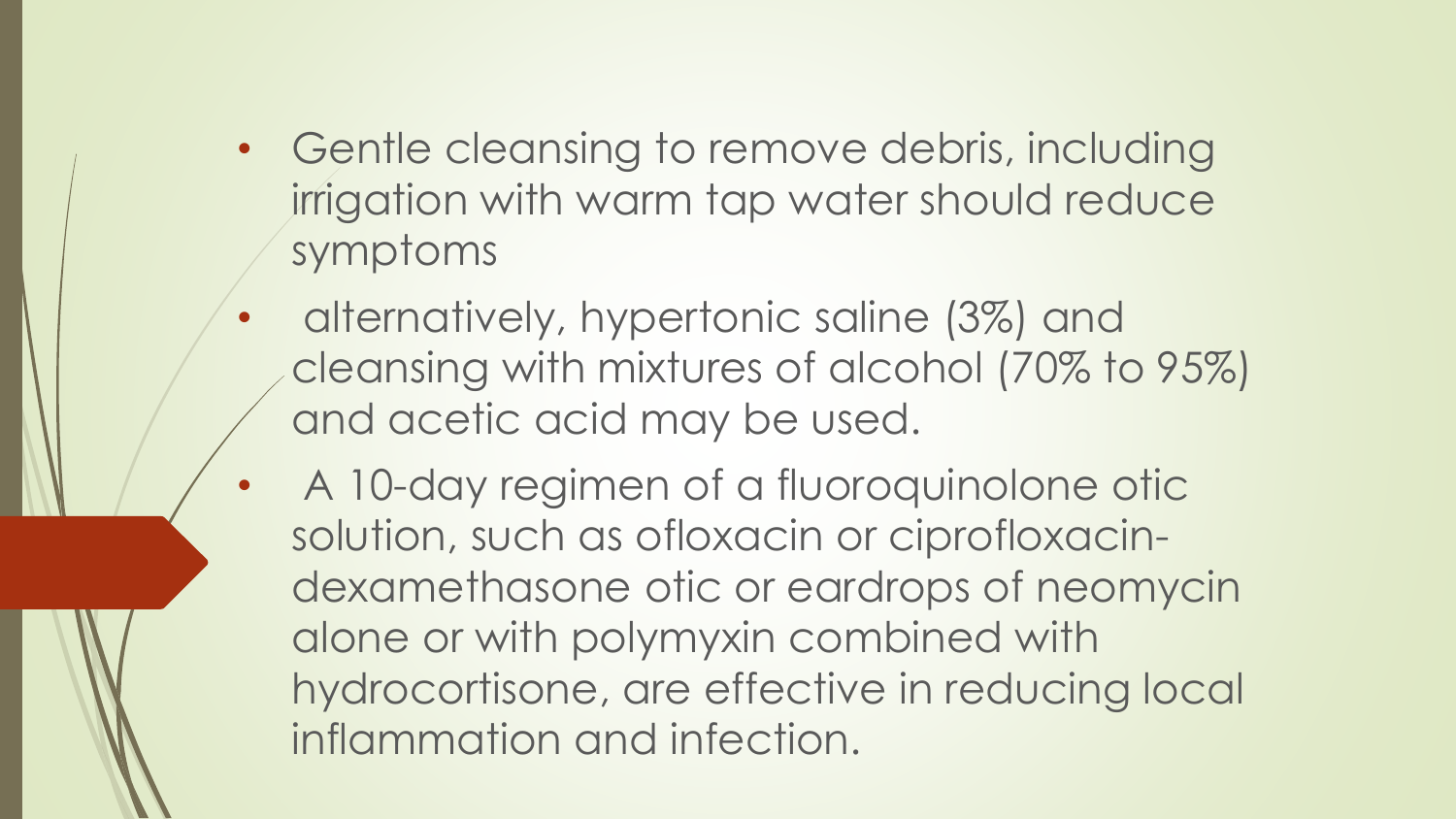- Gentle cleansing to remove debris, including irrigation with warm tap water should reduce symptoms
- alternatively, hypertonic saline (3%) and cleansing with mixtures of alcohol (70% to 95%) and acetic acid may be used.
- A 10-day regimen of a fluoroquinolone otic solution, such as ofloxacin or ciprofloxacin-dexamethasone otic or eardrops of neomycin alone or with polymyxin combined with hydrocortisone, are effective in reducing local inflammation and infection.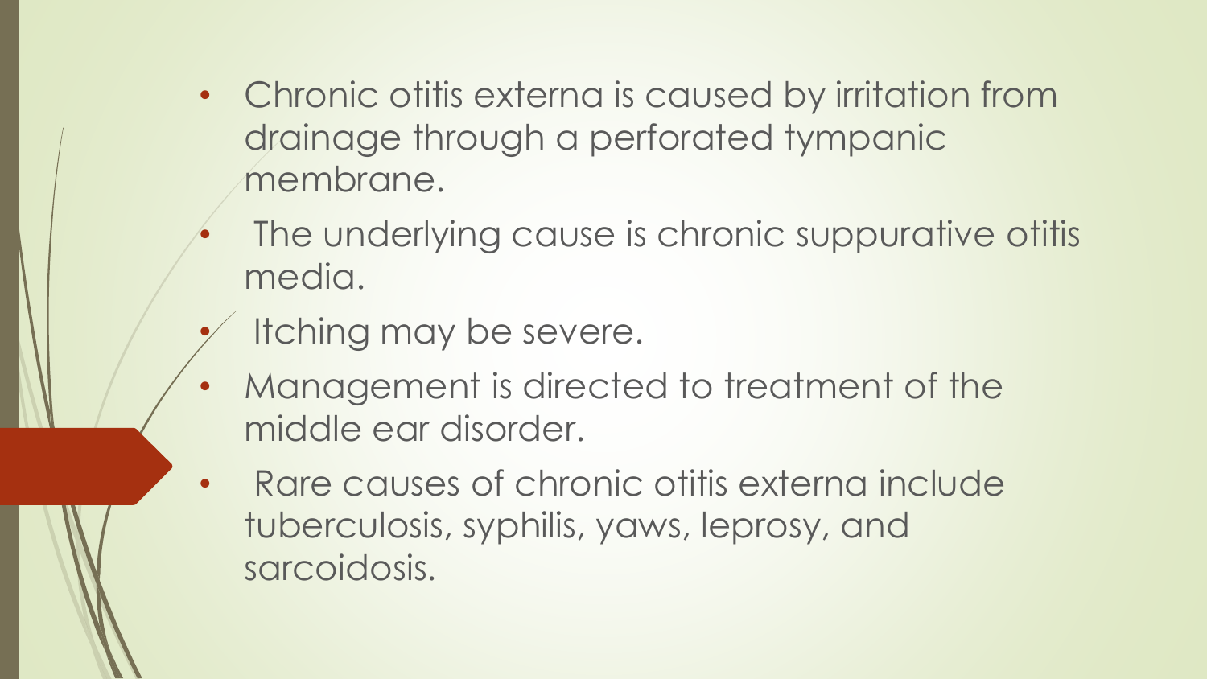- Chronic otitis externa is caused by irritation from drainage through a perforated tympanic membrane.
- The underlying cause is chronic suppurative otitis media.
- Itching may be severe.
- Management is directed to treatment of the middle ear disorder.
- Rare causes of chronic otitis externa include tuberculosis, syphilis, yaws, leprosy, and sarcoidosis.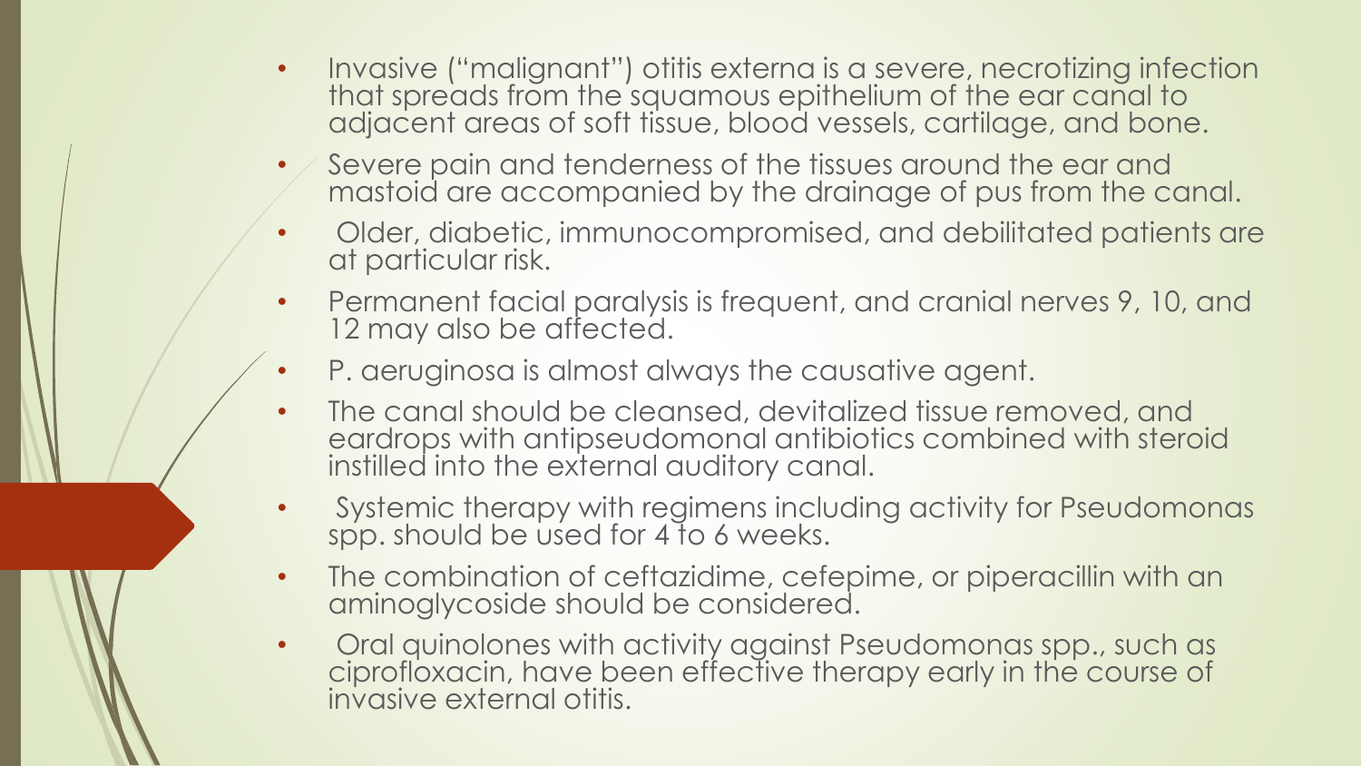- Invasive ("malignant") otitis externa is a severe, necrotizing infection that spreads from the squamous epithelium of the ear canal to adjacent areas of soft tissue, blood vessels, cartilage, and bone.
- Severe pain and tenderness of the tissues around the ear and mastoid are accompanied by the drainage of pus from the canal.
- Older, diabetic, immunocompromised, and debilitated patients are at particular risk.
- Permanent facial paralysis is frequent, and cranial nerves 9, 10, and 12 may also be affected.
- P. aeruginosa is almost always the causative agent.
- The canal should be cleansed, devitalized tissue removed, and eardrops with antipseudomonal antibiotics combined with steroid instilled into the external auditory canal.
- Systemic therapy with regimens including activity for Pseudomonas spp. should be used for 4 to 6 weeks.
- The combination of ceftazidime, cefepime, or piperacillin with an aminoglycoside should be considered.
- Oral quinolones with activity against Pseudomonas spp., such as ciprofloxacin, have been effective therapy early in the course of invasive external otitis.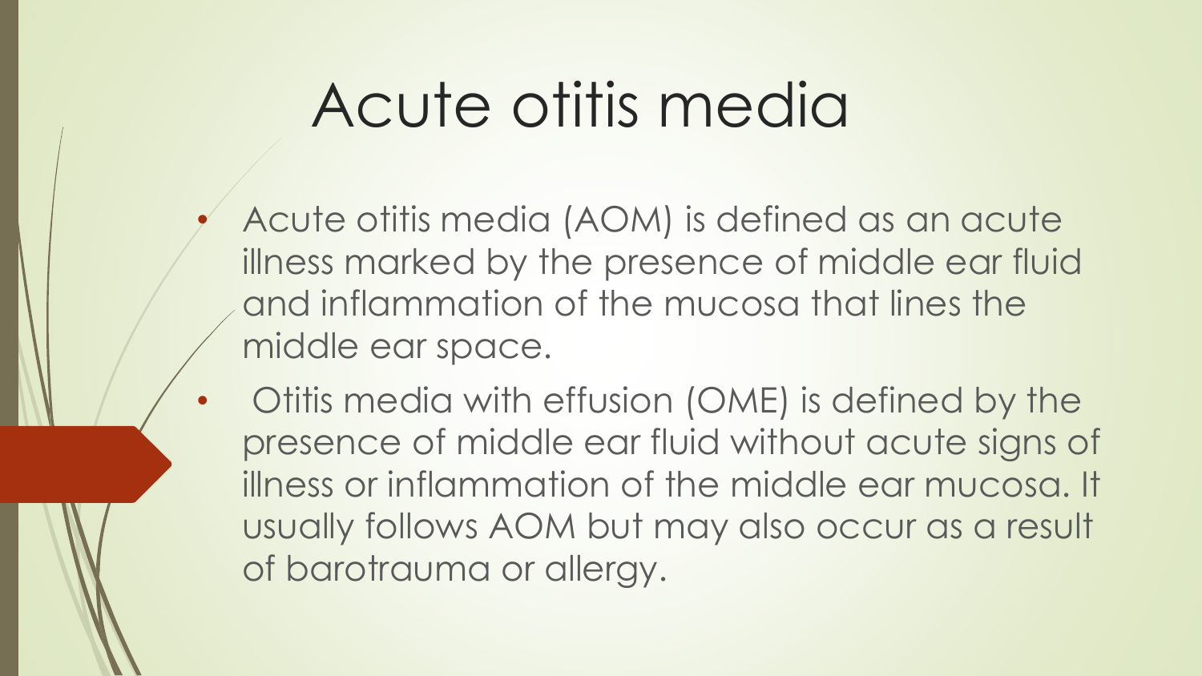# Acute otitis media

- Acute otitis media (AOM) is defined as an acute illness marked by the presence of middle ear fluid and inflammation of the mucosa that lines the middle ear space.
- Otitis media with effusion (OME) is defined by the presence of middle ear fluid without acute signs of illness or inflammation of the middle ear mucosa. It usually follows AOM but may also occur as a result of barotrauma or allergy.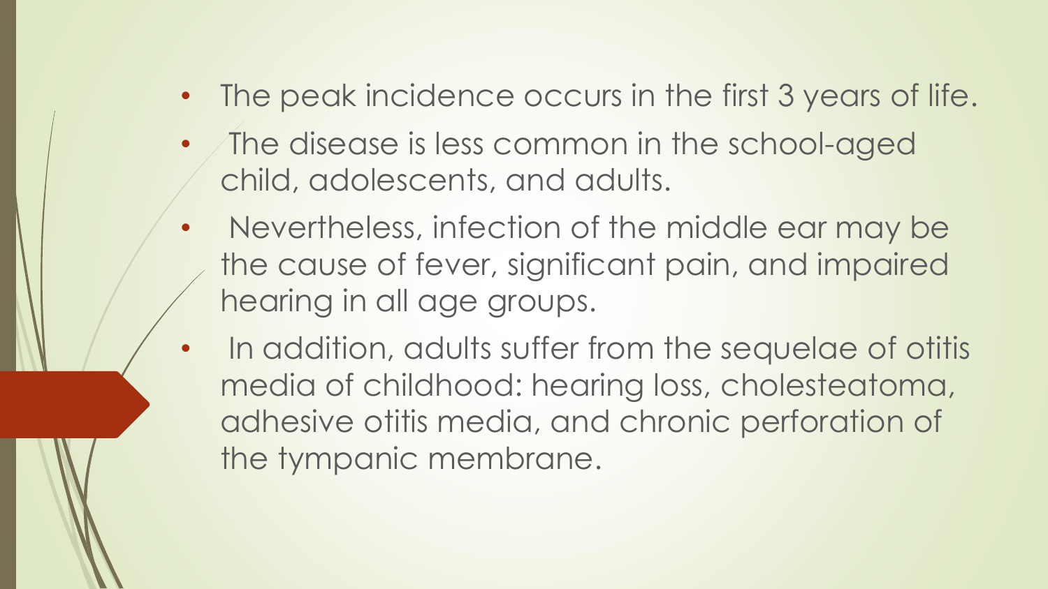- The peak incidence occurs in the first 3 years of life.
- The disease is less common in the school-aged child, adolescents, and adults.
- Nevertheless, infection of the middle ear may be the cause of fever, significant pain, and impaired hearing in all age groups.
- In addition, adults suffer from the sequelae of otitis media of childhood: hearing loss, cholesteatoma, adhesive otitis media, and chronic perforation of the tympanic membrane.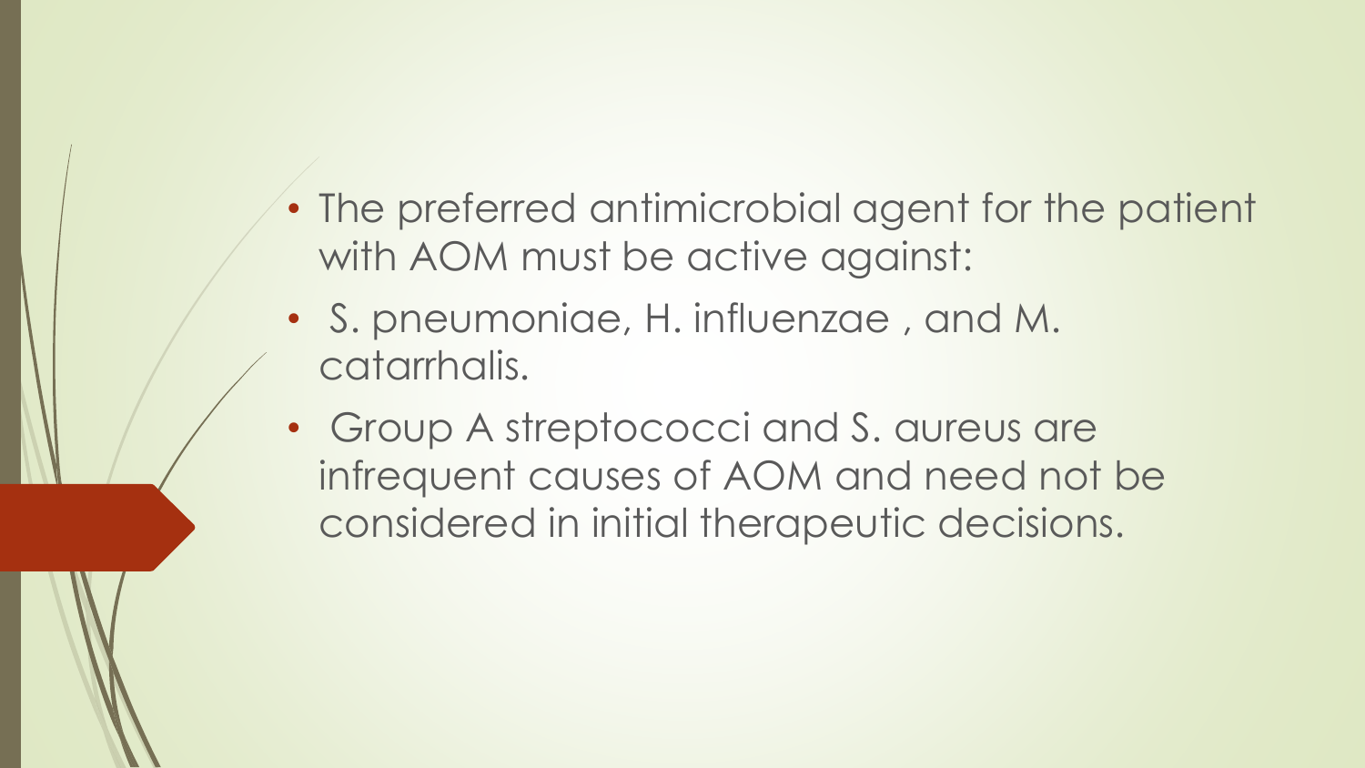- The preferred antimicrobial agent for the patient with AOM must be active against:
- S. pneumoniae, H. influenzae , and M. catarrhalis.
- Group A streptococci and S. aureus are infrequent causes of AOM and need not be considered in initial therapeutic decisions.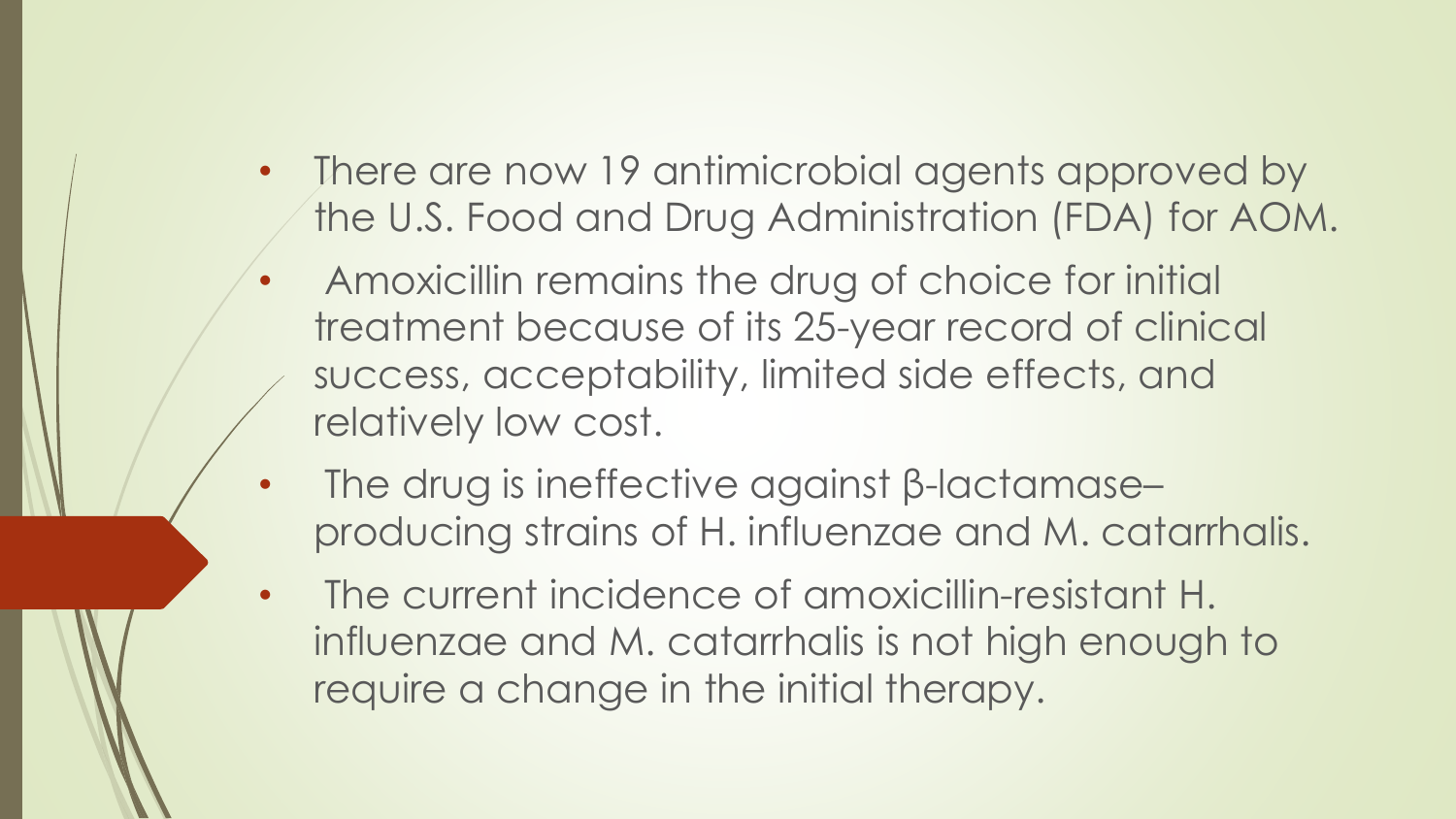- There are now 19 antimicrobial agents approved by the U.S. Food and Drug Administration (FDA) for AOM.
- Amoxicillin remains the drug of choice for initial treatment because of its 25-year record of clinical success, acceptability, limited side effects, and relatively low cost.
- The drug is ineffective against β-lactamase–producing strains of H. influenzae and M. catarrhalis.
- The current incidence of amoxicillin-resistant H. influenzae and M. catarrhalis is not high enough to require a change in the initial therapy.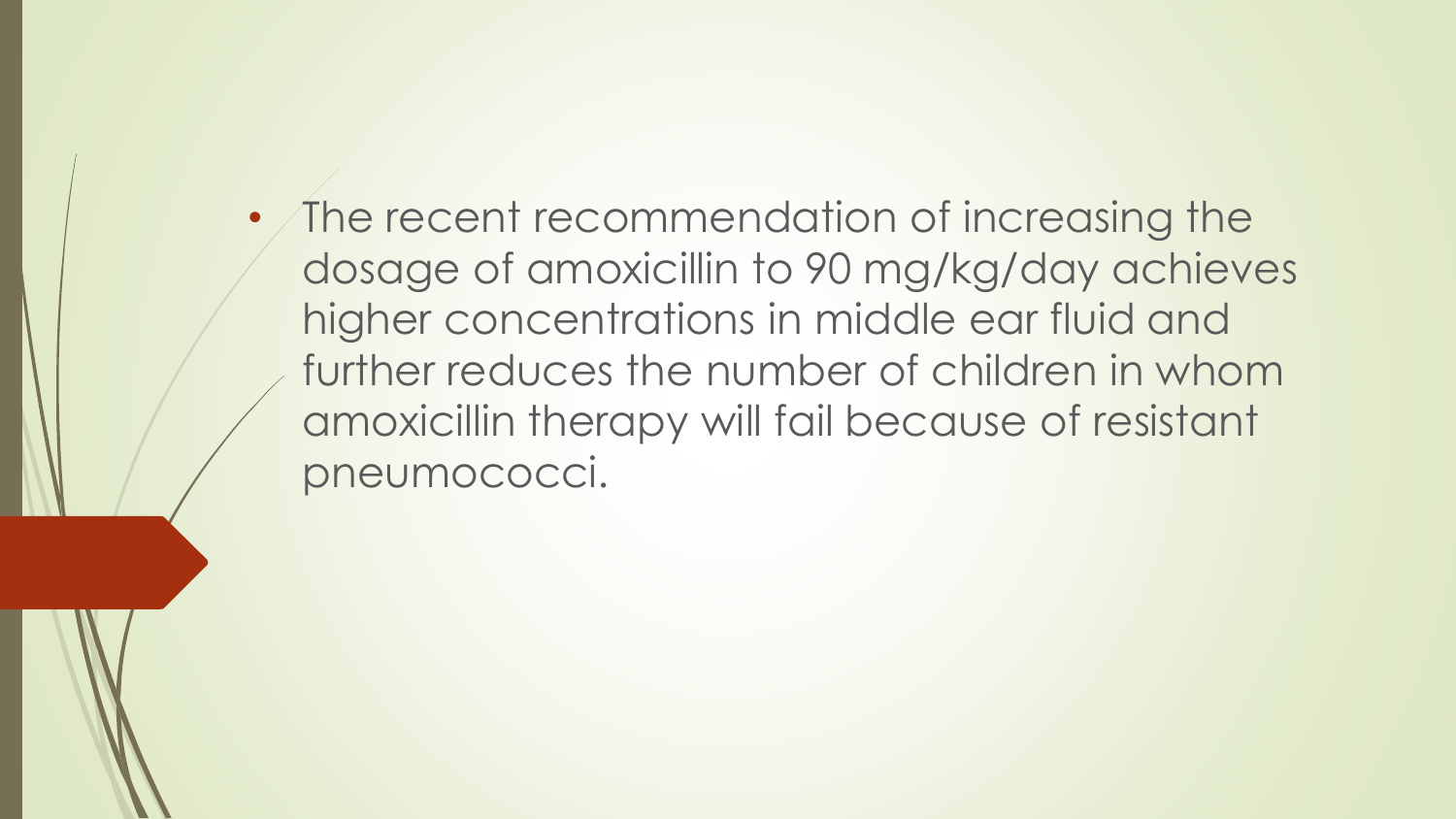- The recent recommendation of increasing the dosage of amoxicillin to 90 mg/kg/day achieves higher concentrations in middle ear fluid and further reduces the number of children in whom amoxicillin therapy will fail because of resistant pneumococci.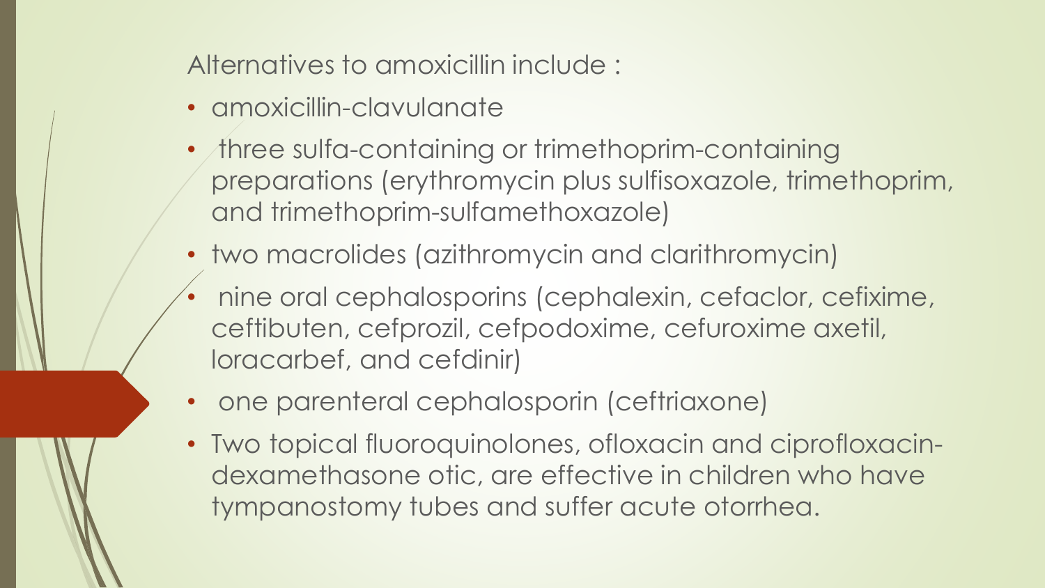Alternatives to amoxicillin include :

- amoxicillin-clavulanate
- three sulfa-containing or trimethoprim-containing preparations (erythromycin plus sulfisoxazole, trimethoprim, and trimethoprim-sulfamethoxazole)
- two macrolides (azithromycin and clarithromycin)
- nine oral cephalosporins (cephalexin, cefaclor, cefixime, ceftibuten, cefprozil, cefpodoxime, cefuroxime axetil, loracarbef, and cefdinir)
- one parenteral cephalosporin (ceftriaxone)
- Two topical fluoroquinolones, ofloxacin and ciprofloxacin-dexamethasone otic, are effective in children who have tympanostomy tubes and suffer acute otorrhea.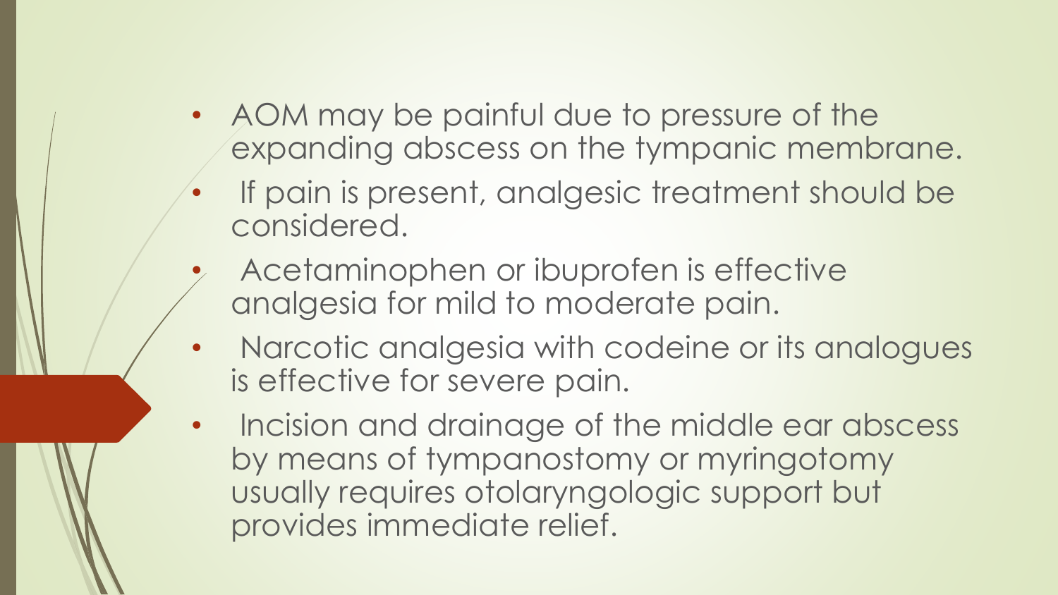- AOM may be painful due to pressure of the expanding abscess on the tympanic membrane.
- If pain is present, analgesic treatment should be considered.
- Acetaminophen or ibuprofen is effective analgesia for mild to moderate pain.
- Narcotic analgesia with codeine or its analogues is effective for severe pain.
- Incision and drainage of the middle ear abscess by means of tympanostomy or myringotomy usually requires otolaryngologic support but provides immediate relief.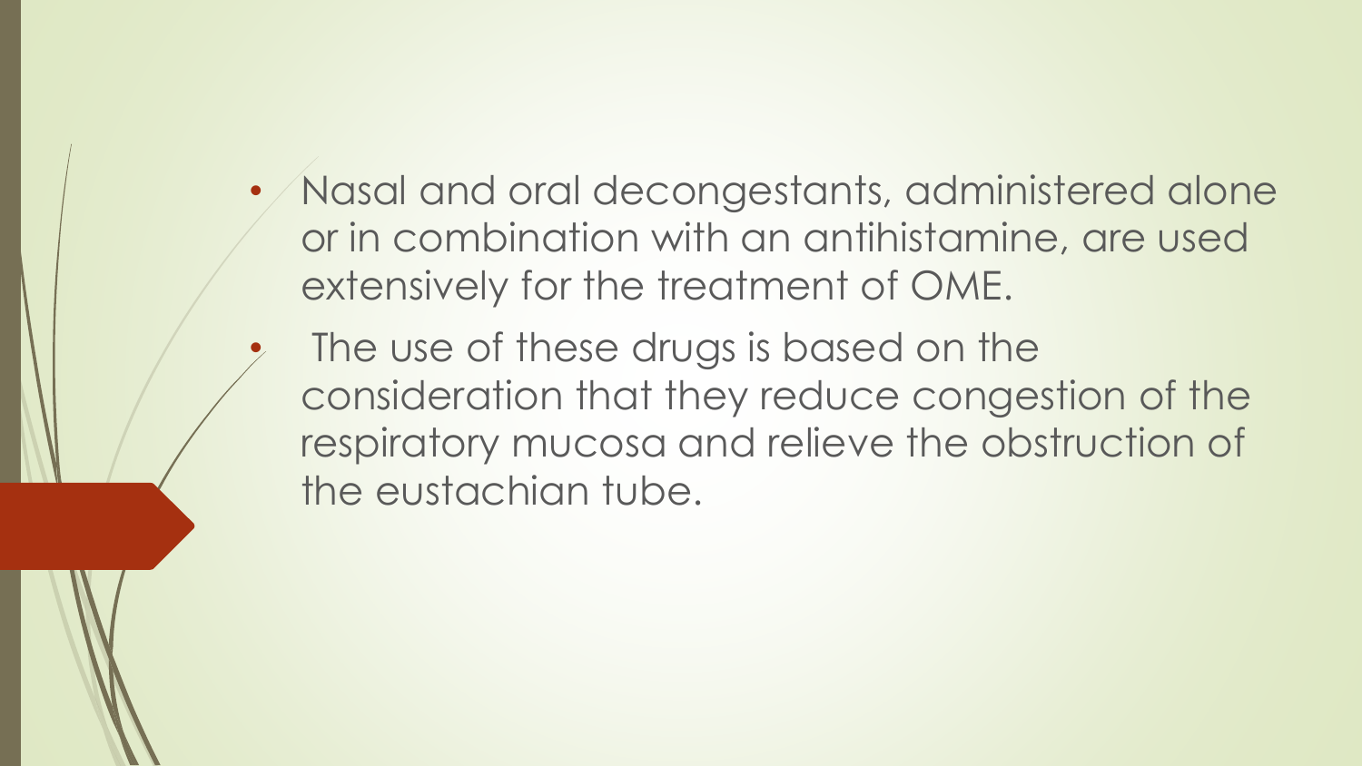- Nasal and oral decongestants, administered alone or in combination with an antihistamine, are used extensively for the treatment of OME.
- The use of these drugs is based on the consideration that they reduce congestion of the respiratory mucosa and relieve the obstruction of the eustachian tube.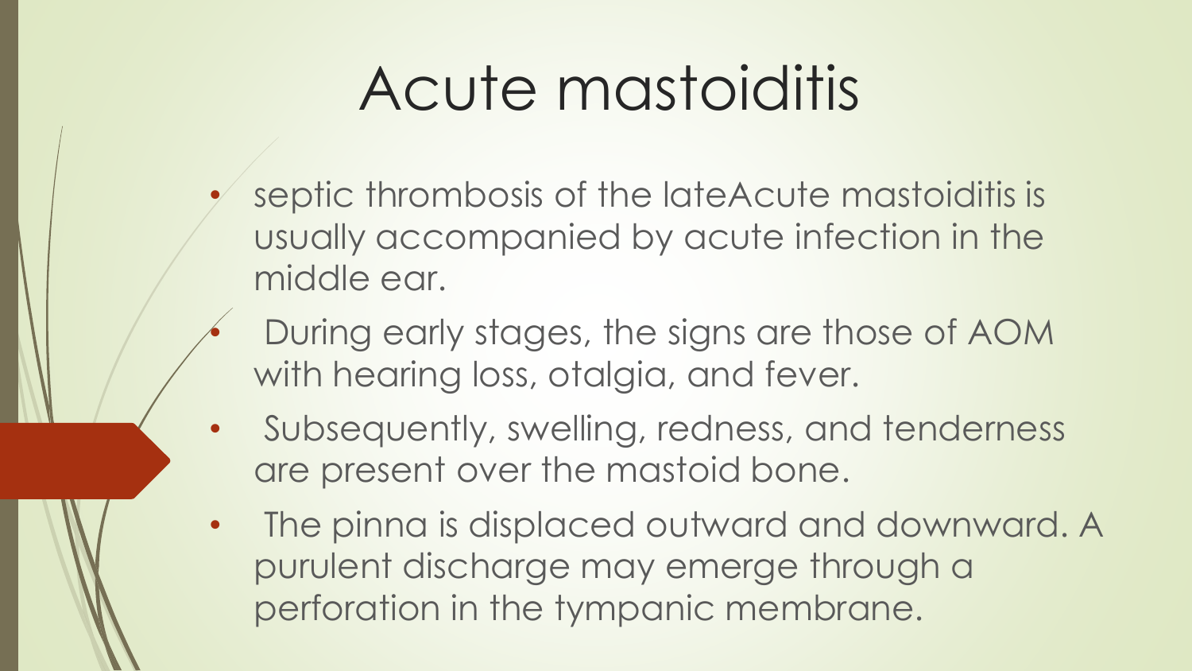# Acute mastoiditis

- septic thrombosis of the lateAcute mastoiditis is usually accompanied by acute infection in the middle ear.
- During early stages, the signs are those of AOM with hearing loss, otalgia, and fever.
- Subsequently, swelling, redness, and tenderness are present over the mastoid bone.
- The pinna is displaced outward and downward. A purulent discharge may emerge through a perforation in the tympanic membrane.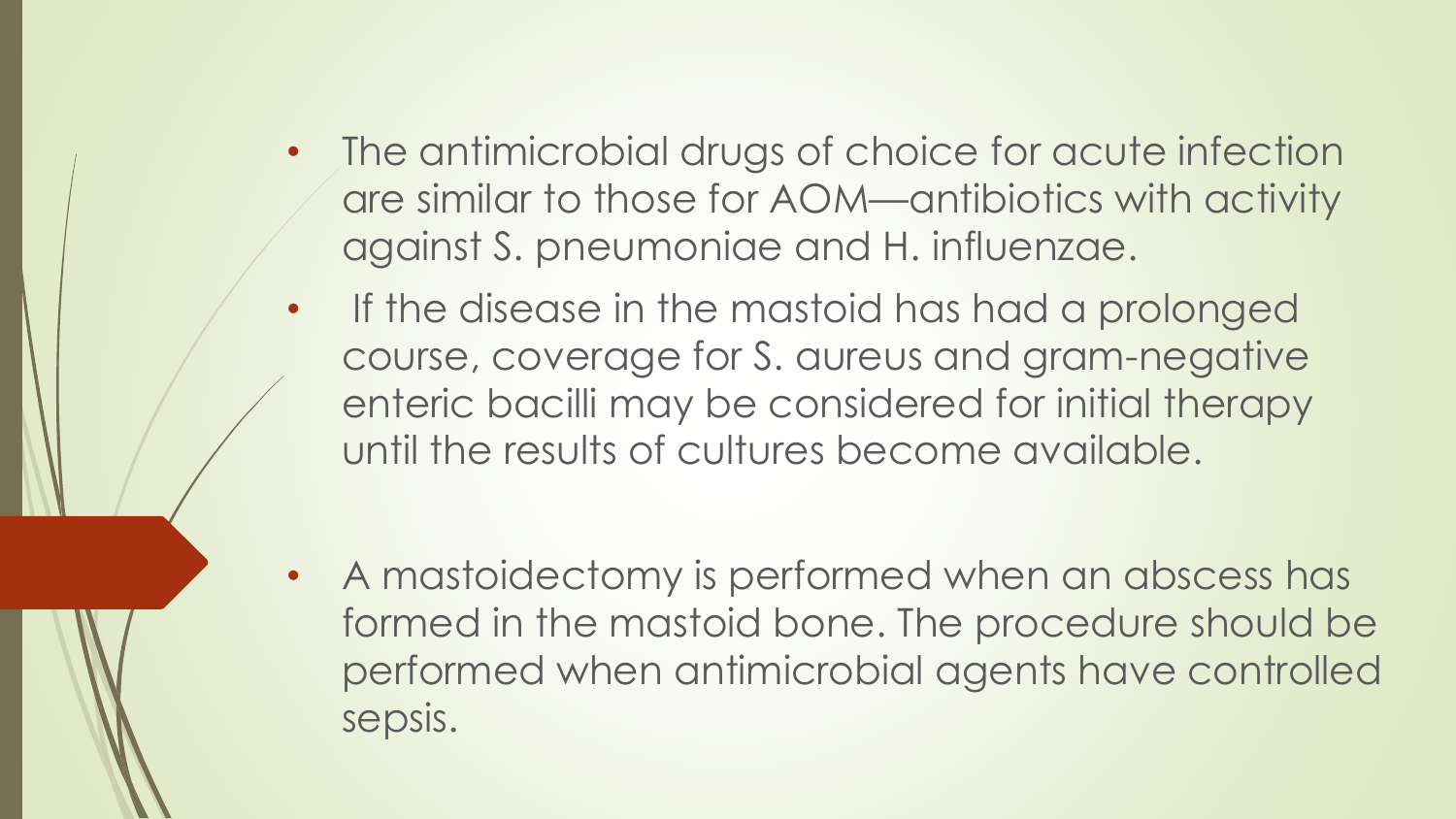- The antimicrobial drugs of choice for acute infection are similar to those for AOM—antibiotics with activity against S. pneumoniae and H. influenzae.
- If the disease in the mastoid has had a prolonged course, coverage for S. aureus and gram-negative enteric bacilli may be considered for initial therapy until the results of cultures become available.
- A mastoidectomy is performed when an abscess has formed in the mastoid bone. The procedure should be performed when antimicrobial agents have controlled sepsis.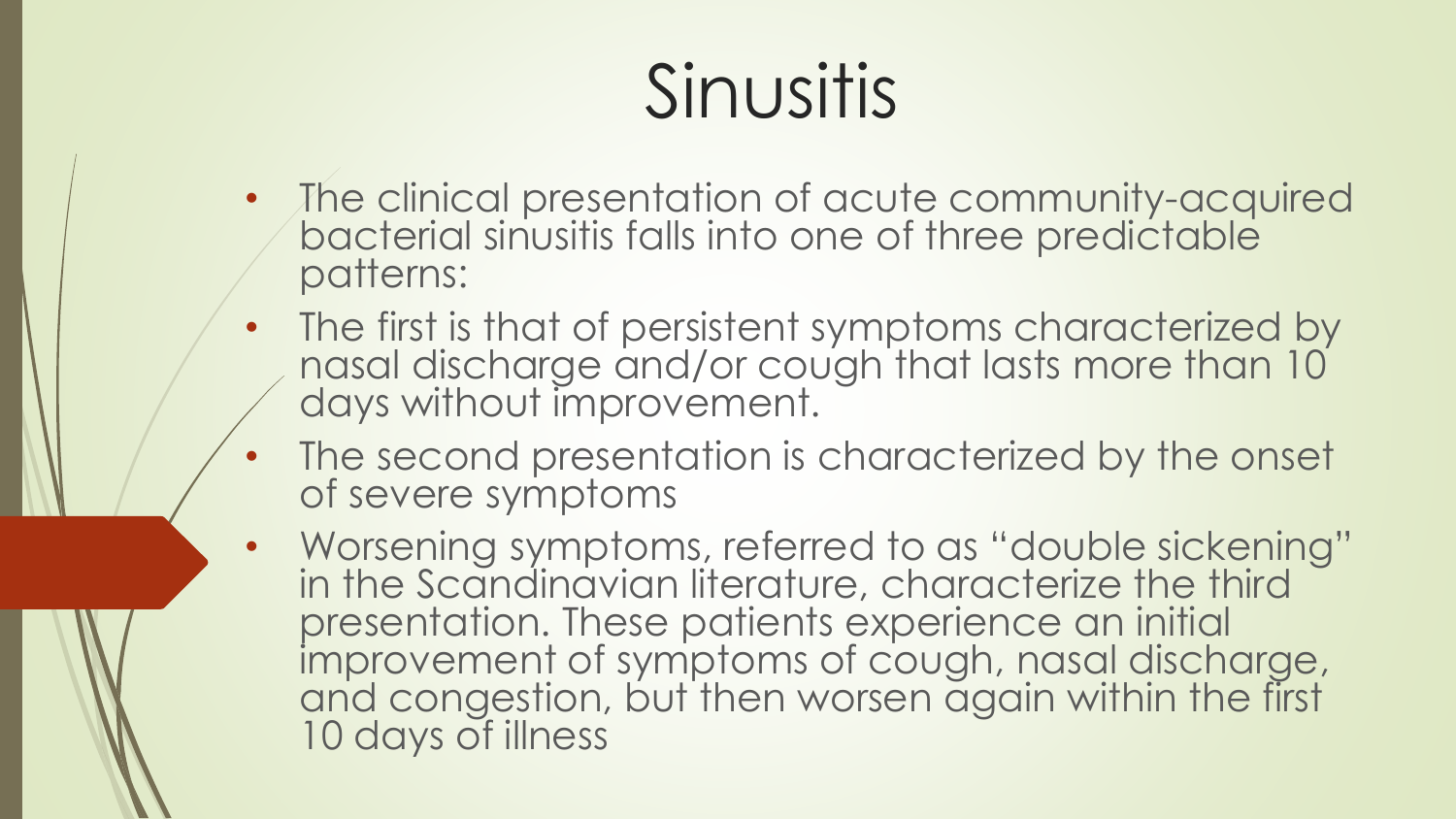# Sinusitis

- The clinical presentation of acute community-acquired bacterial sinusitis falls into one of three predictable patterns:
- The first is that of persistent symptoms characterized by nasal discharge and/or cough that lasts more than 10 days without improvement.
- The second presentation is characterized by the onset of severe symptoms
- Worsening symptoms, referred to as "double sickening" in the Scandinavian literature, characterize the third presentation. These patients experience an initial improvement of symptoms of cough, nasal discharge, and congestion, but then worsen again within the first 10 days of illness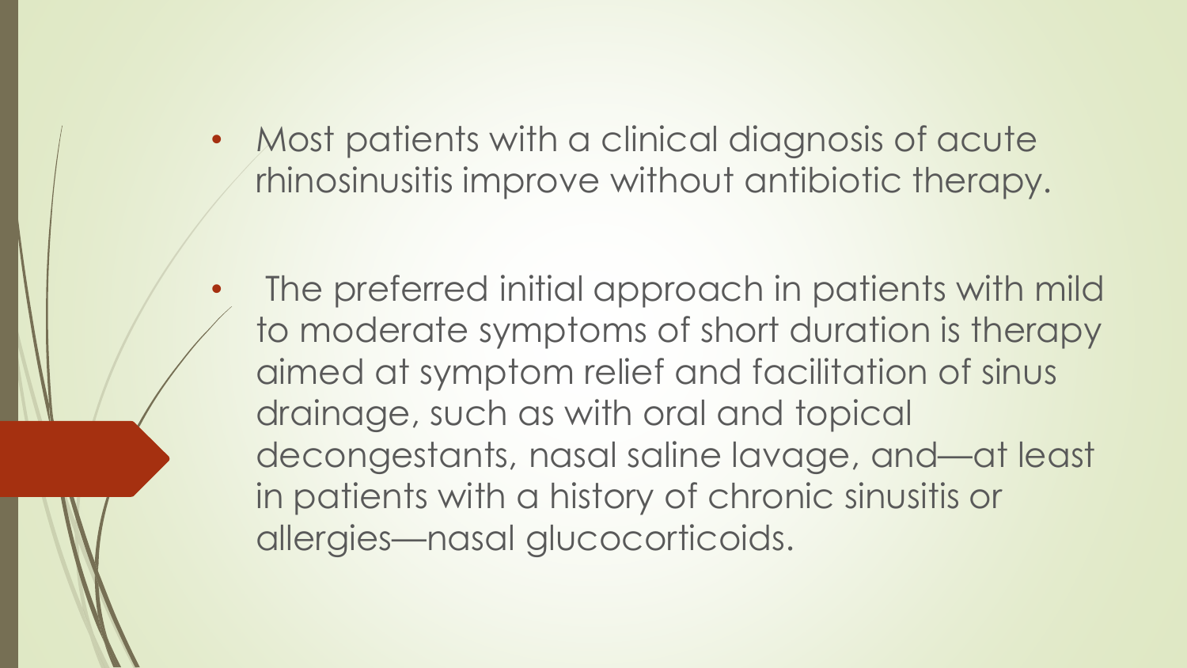- Most patients with a clinical diagnosis of acute rhinosinusitis improve without antibiotic therapy.

- The preferred initial approach in patients with mild to moderate symptoms of short duration is therapy aimed at symptom relief and facilitation of sinus drainage, such as with oral and topical decongestants, nasal saline lavage, and—at least in patients with a history of chronic sinusitis or allergies—nasal glucocorticoids.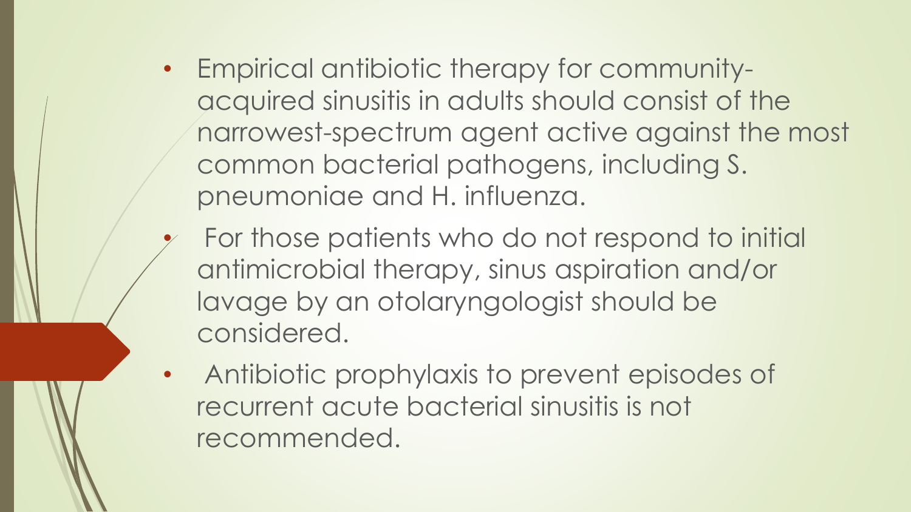- Empirical antibiotic therapy for community-acquired sinusitis in adults should consist of the narrowest-spectrum agent active against the most common bacterial pathogens, including S. pneumoniae and H. influenza.
- For those patients who do not respond to initial antimicrobial therapy, sinus aspiration and/or lavage by an otolaryngologist should be considered.
- Antibiotic prophylaxis to prevent episodes of recurrent acute bacterial sinusitis is not recommended.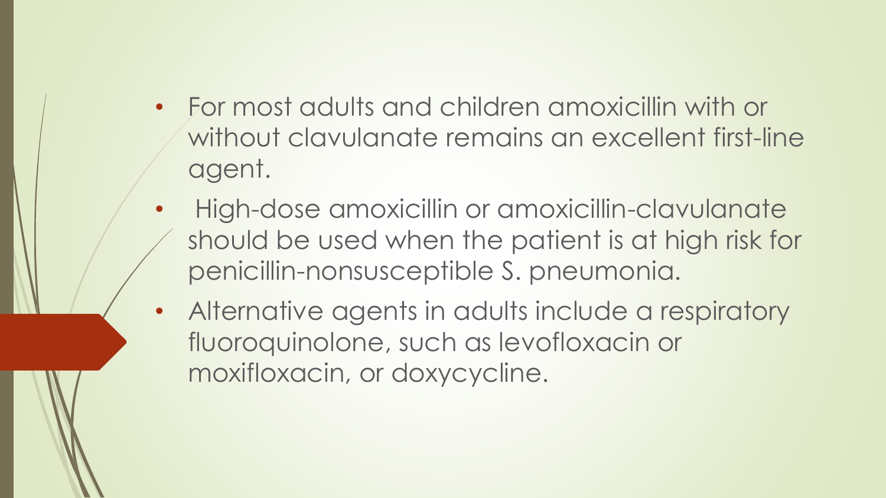- For most adults and children amoxicillin with or without clavulanate remains an excellent first-line agent.
- High-dose amoxicillin or amoxicillin-clavulanate should be used when the patient is at high risk for penicillin-nonsusceptible S. pneumonia.
- Alternative agents in adults include a respiratory fluoroquinolone, such as levofloxacin or moxifloxacin, or doxycycline.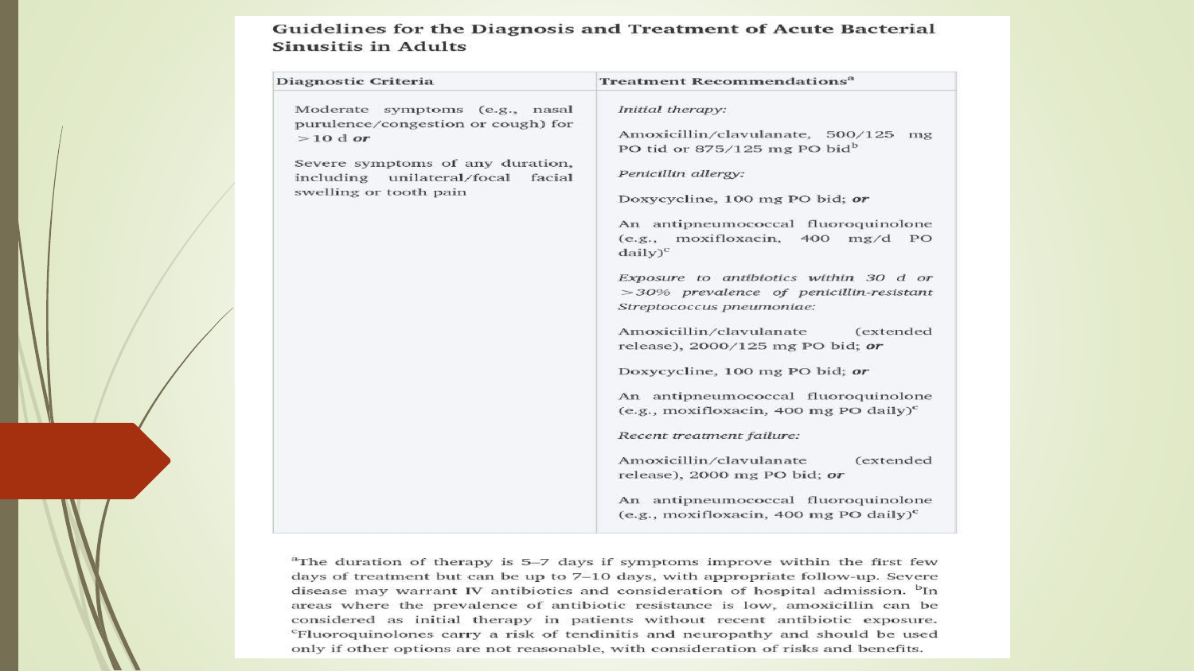## Guidelines for the Diagnosis and Treatment of Acute Bacterial Sinusitis in Adults

| Diagnostic Criteria | Treatment Recommendations[a] |
|---|---|
| Moderate symptoms (e.g., nasal purulence/congestion or cough) for >10 d ***or***<br><br>Severe symptoms of any duration, including unilateral/focal facial swelling or tooth pain | *Initial therapy:*<br><br>Amoxicillin/clavulanate, 500/125 mg PO tid or 875/125 mg PO bid[b]<br><br>*Penicillin allergy:*<br><br>Doxycycline, 100 mg PO bid; ***or***<br><br>An antipneumococcal fluoroquinolone (e.g., moxifloxacin, 400 mg/d PO daily)[c]<br><br>*Exposure to antibiotics within 30 d or >30% prevalence of penicillin-resistant Streptococcus pneumoniae:*<br><br>Amoxicillin/clavulanate (extended release), 2000/125 mg PO bid; ***or***<br><br>Doxycycline, 100 mg PO bid; ***or***<br><br>An antipneumococcal fluoroquinolone (e.g., moxifloxacin, 400 mg PO daily)[c]<br><br>*Recent treatment failure:*<br><br>Amoxicillin/clavulanate (extended release), 2000 mg PO bid; ***or***<br><br>An antipneumococcal fluoroquinolone (e.g., moxifloxacin, 400 mg PO daily)[c] |

[a]The duration of therapy is 5–7 days if symptoms improve within the first few days of treatment but can be up to 7–10 days, with appropriate follow-up. Severe disease may warrant IV antibiotics and consideration of hospital admission. [b]In areas where the prevalence of antibiotic resistance is low, amoxicillin can be considered as initial therapy in patients without recent antibiotic exposure. [c]Fluoroquinolones carry a risk of tendinitis and neuropathy and should be used only if other options are not reasonable, with consideration of risks and benefits.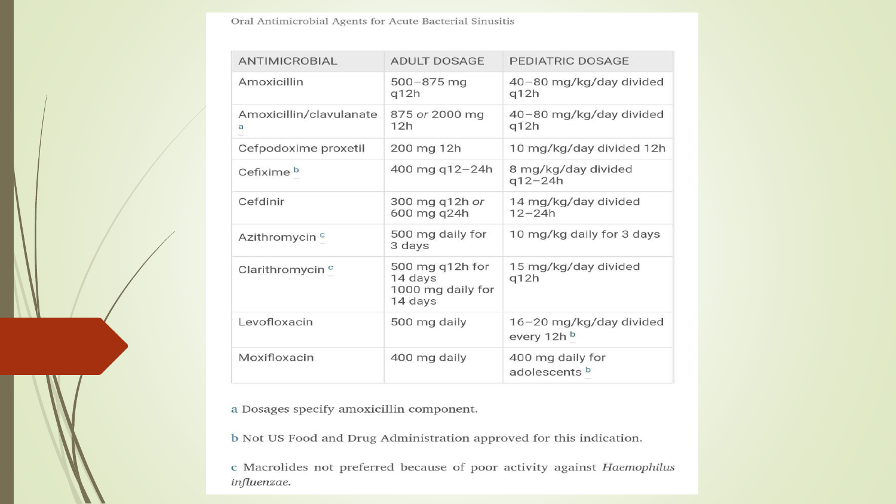Oral Antimicrobial Agents for Acute Bacterial Sinusitis

| ANTIMICROBIAL | ADULT DOSAGE | PEDIATRIC DOSAGE |
|---|---|---|
| Amoxicillin | 500–875 mg q12h | 40–80 mg/kg/day divided q12h |
| Amoxicillin/clavulanate [a] | 875 *or* 2000 mg 12h | 40–80 mg/kg/day divided q12h |
| Cefpodoxime proxetil | 200 mg 12h | 10 mg/kg/day divided 12h |
| Cefixime [b] | 400 mg q12–24h | 8 mg/kg/day divided q12–24h |
| Cefdinir | 300 mg q12h *or* 600 mg q24h | 14 mg/kg/day divided 12–24h |
| Azithromycin [c] | 500 mg daily for 3 days | 10 mg/kg daily for 3 days |
| Clarithromycin [c] | 500 mg q12h for 14 days<br>1000 mg daily for 14 days | 15 mg/kg/day divided q12h |
| Levofloxacin | 500 mg daily | 16–20 mg/kg/day divided every 12h [b] |
| Moxifloxacin | 400 mg daily | 400 mg daily for adolescents [b] |

a Dosages specify amoxicillin component.

b Not US Food and Drug Administration approved for this indication.

c Macrolides not preferred because of poor activity against *Haemophilus influenzae*.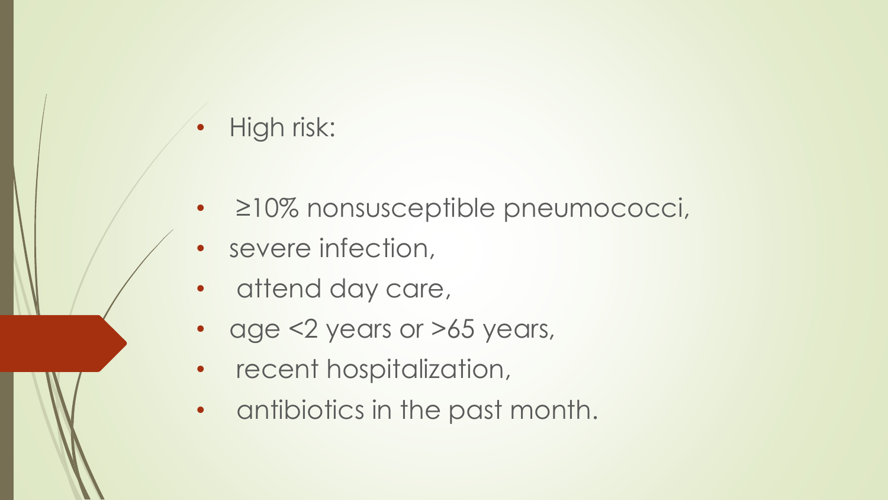- High risk:

- ≥10% nonsusceptible pneumococci,
- severe infection,
- attend day care,
- age <2 years or >65 years,
- recent hospitalization,
- antibiotics in the past month.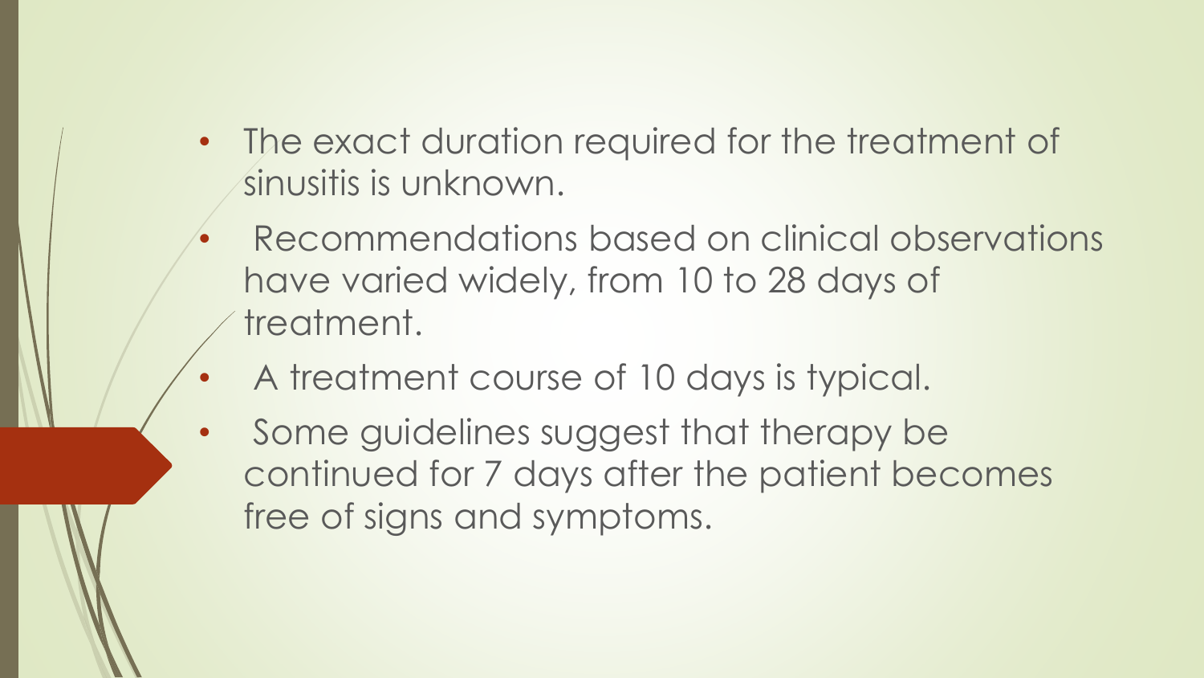- The exact duration required for the treatment of sinusitis is unknown.
- Recommendations based on clinical observations have varied widely, from 10 to 28 days of treatment.
- A treatment course of 10 days is typical.
- Some guidelines suggest that therapy be continued for 7 days after the patient becomes free of signs and symptoms.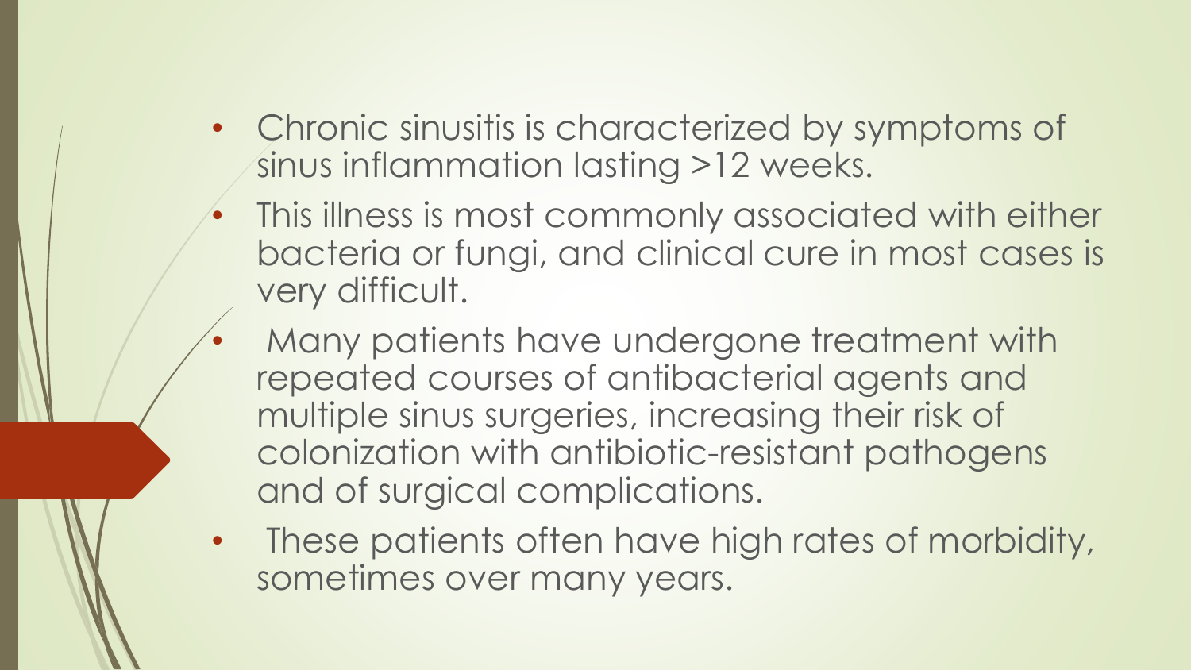- Chronic sinusitis is characterized by symptoms of sinus inflammation lasting >12 weeks.
- This illness is most commonly associated with either bacteria or fungi, and clinical cure in most cases is very difficult.
- Many patients have undergone treatment with repeated courses of antibacterial agents and multiple sinus surgeries, increasing their risk of colonization with antibiotic-resistant pathogens and of surgical complications.
- These patients often have high rates of morbidity, sometimes over many years.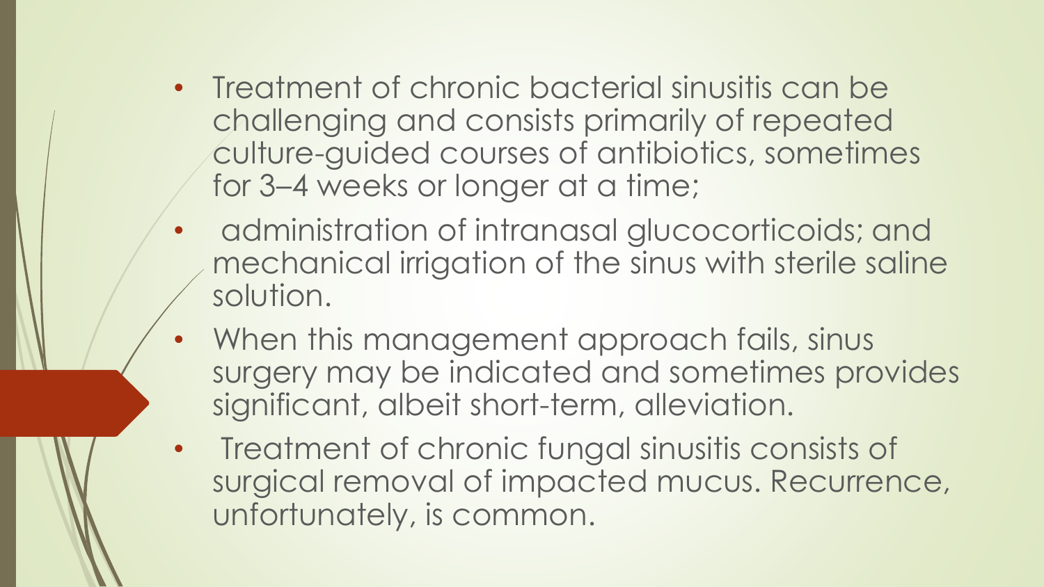- Treatment of chronic bacterial sinusitis can be challenging and consists primarily of repeated culture-guided courses of antibiotics, sometimes for 3–4 weeks or longer at a time;
- administration of intranasal glucocorticoids; and mechanical irrigation of the sinus with sterile saline solution.
- When this management approach fails, sinus surgery may be indicated and sometimes provides significant, albeit short-term, alleviation.
- Treatment of chronic fungal sinusitis consists of surgical removal of impacted mucus. Recurrence, unfortunately, is common.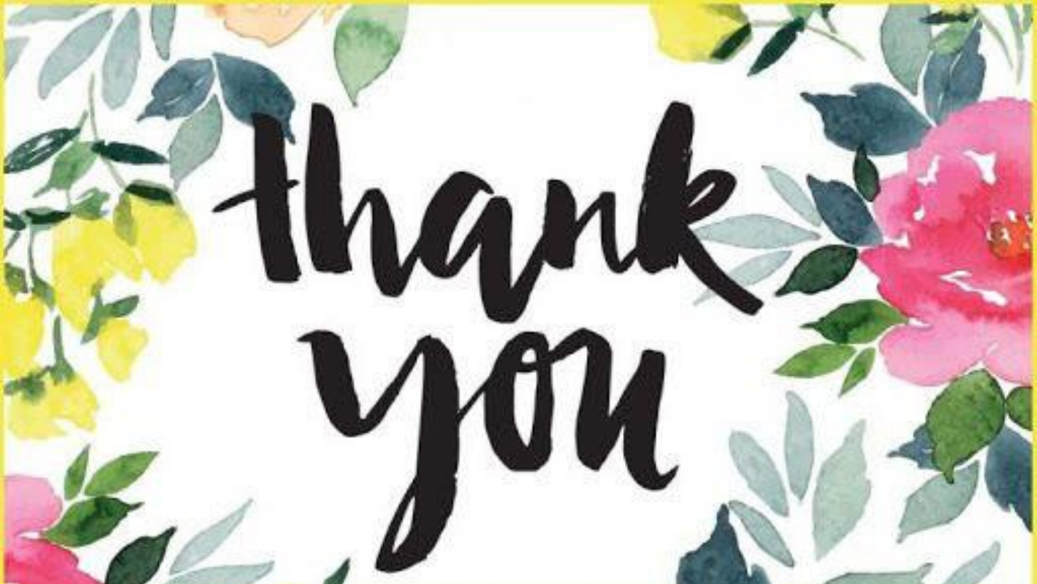thank you